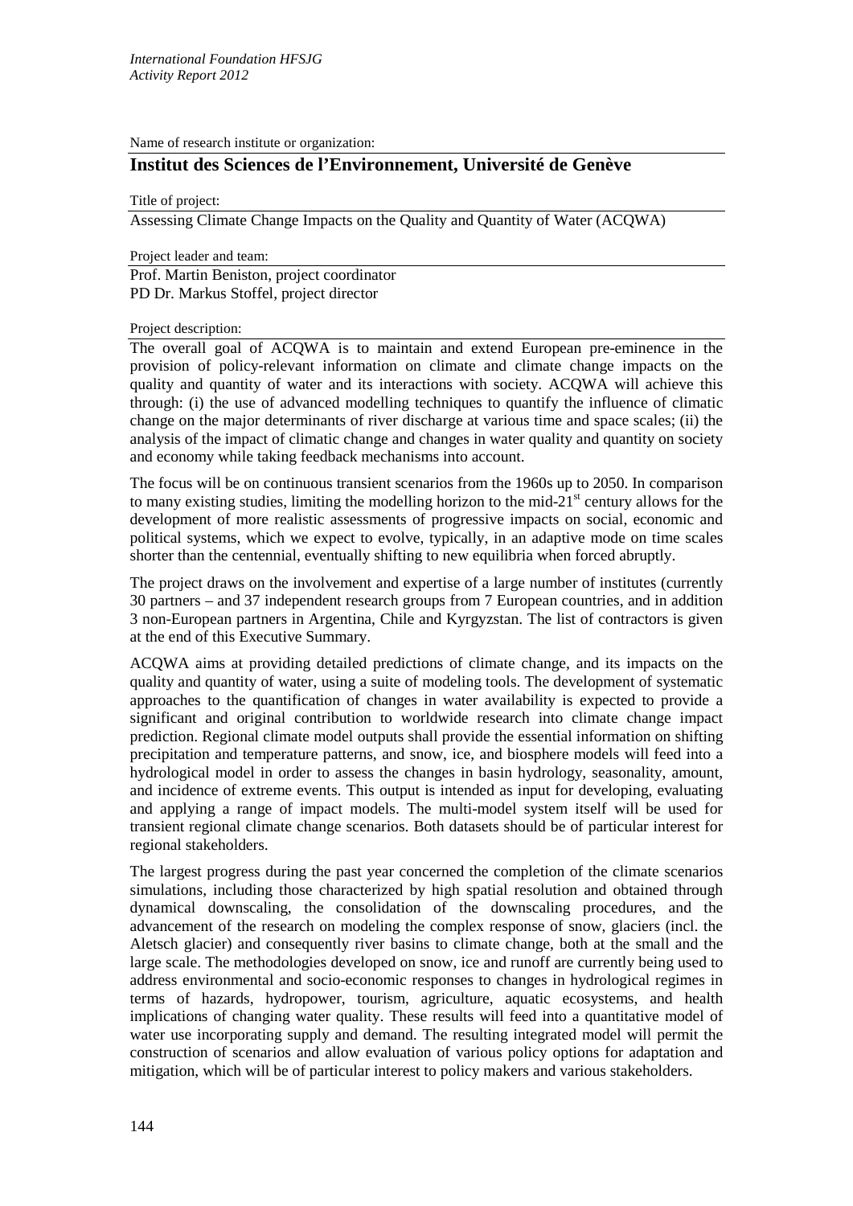Name of research institute or organization:

## Institut des Sciences de l'Environnement, Université de Genève

Title of project:

Assessing Climate Change Impacts on the Quality and Quantity of Water (ACQWA)

Project leader and team:

Prof. Martin Beniston, project coordinator
PD Dr. Markus Stoffel, project director

Project description:

The overall goal of ACQWA is to maintain and extend European pre-eminence in the provision of policy-relevant information on climate and climate change impacts on the quality and quantity of water and its interactions with society. ACQWA will achieve this through: (i) the use of advanced modelling techniques to quantify the influence of climatic change on the major determinants of river discharge at various time and space scales; (ii) the analysis of the impact of climatic change and changes in water quality and quantity on society and economy while taking feedback mechanisms into account.

The focus will be on continuous transient scenarios from the 1960s up to 2050. In comparison to many existing studies, limiting the modelling horizon to the mid-21st century allows for the development of more realistic assessments of progressive impacts on social, economic and political systems, which we expect to evolve, typically, in an adaptive mode on time scales shorter than the centennial, eventually shifting to new equilibria when forced abruptly.

The project draws on the involvement and expertise of a large number of institutes (currently 30 partners – and 37 independent research groups from 7 European countries, and in addition 3 non-European partners in Argentina, Chile and Kyrgyzstan. The list of contractors is given at the end of this Executive Summary.

ACQWA aims at providing detailed predictions of climate change, and its impacts on the quality and quantity of water, using a suite of modeling tools. The development of systematic approaches to the quantification of changes in water availability is expected to provide a significant and original contribution to worldwide research into climate change impact prediction. Regional climate model outputs shall provide the essential information on shifting precipitation and temperature patterns, and snow, ice, and biosphere models will feed into a hydrological model in order to assess the changes in basin hydrology, seasonality, amount, and incidence of extreme events. This output is intended as input for developing, evaluating and applying a range of impact models. The multi-model system itself will be used for transient regional climate change scenarios. Both datasets should be of particular interest for regional stakeholders.

The largest progress during the past year concerned the completion of the climate scenarios simulations, including those characterized by high spatial resolution and obtained through dynamical downscaling, the consolidation of the downscaling procedures, and the advancement of the research on modeling the complex response of snow, glaciers (incl. the Aletsch glacier) and consequently river basins to climate change, both at the small and the large scale. The methodologies developed on snow, ice and runoff are currently being used to address environmental and socio-economic responses to changes in hydrological regimes in terms of hazards, hydropower, tourism, agriculture, aquatic ecosystems, and health implications of changing water quality. These results will feed into a quantitative model of water use incorporating supply and demand. The resulting integrated model will permit the construction of scenarios and allow evaluation of various policy options for adaptation and mitigation, which will be of particular interest to policy makers and various stakeholders.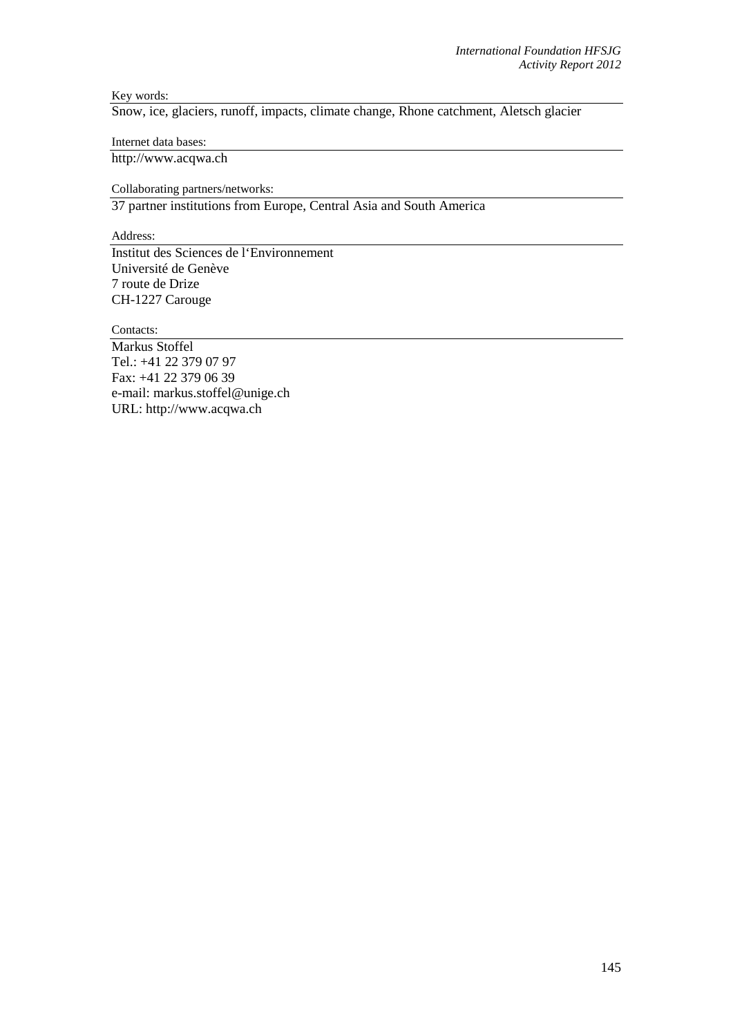Key words:

Snow, ice, glaciers, runoff, impacts, climate change, Rhone catchment, Aletsch glacier

Internet data bases:

http://www.acqwa.ch

Collaborating partners/networks:

37 partner institutions from Europe, Central Asia and South America

Address:

Institut des Sciences de l'Environnement
Université de Genève
7 route de Drize
CH-1227 Carouge

Contacts:

Markus Stoffel
Tel.: +41 22 379 07 97
Fax: +41 22 379 06 39
e-mail: markus.stoffel@unige.ch
URL: http://www.acqwa.ch